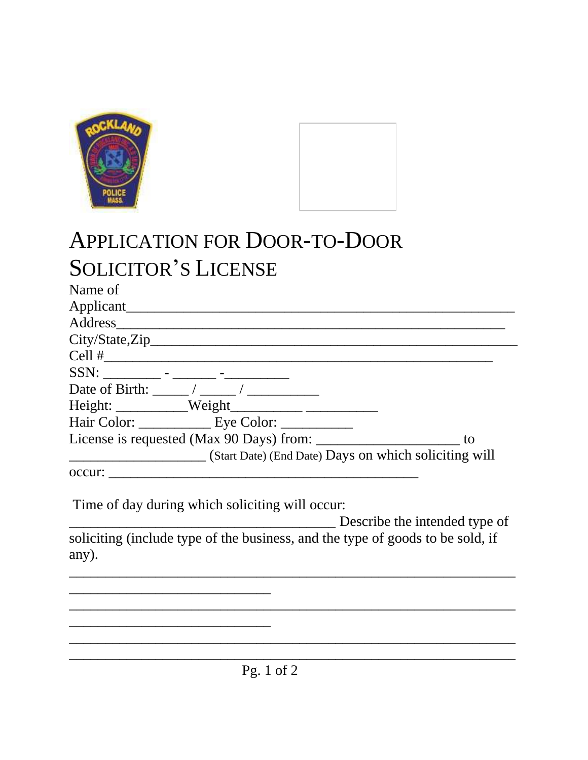# APPLICATION FOR DOOR-TO-DOOR SOLICITOR'S LICENSE

Name of Applicant_______________________________________________________

Address_______________________________________________________

City/State,Zip_______________________________________________________

Cell #_______________________________________________________

SSN: ________ - ______ -_________

Date of Birth: _____ / _____ / __________

Height: __________Weight__________ __________

Hair Color: __________ Eye Color: __________

License is requested (Max 90 Days) from: ____________________ to ____________________ (Start Date) (End Date) Days on which soliciting will occur: _____________________________________________

Time of day during which soliciting will occur: _______________________________________ Describe the intended type of soliciting (include type of the business, and the type of goods to be sold, if any).

_________________________________________________________________
_____________________________
_________________________________________________________________
_____________________________
_________________________________________________________________
_________________________________________________________________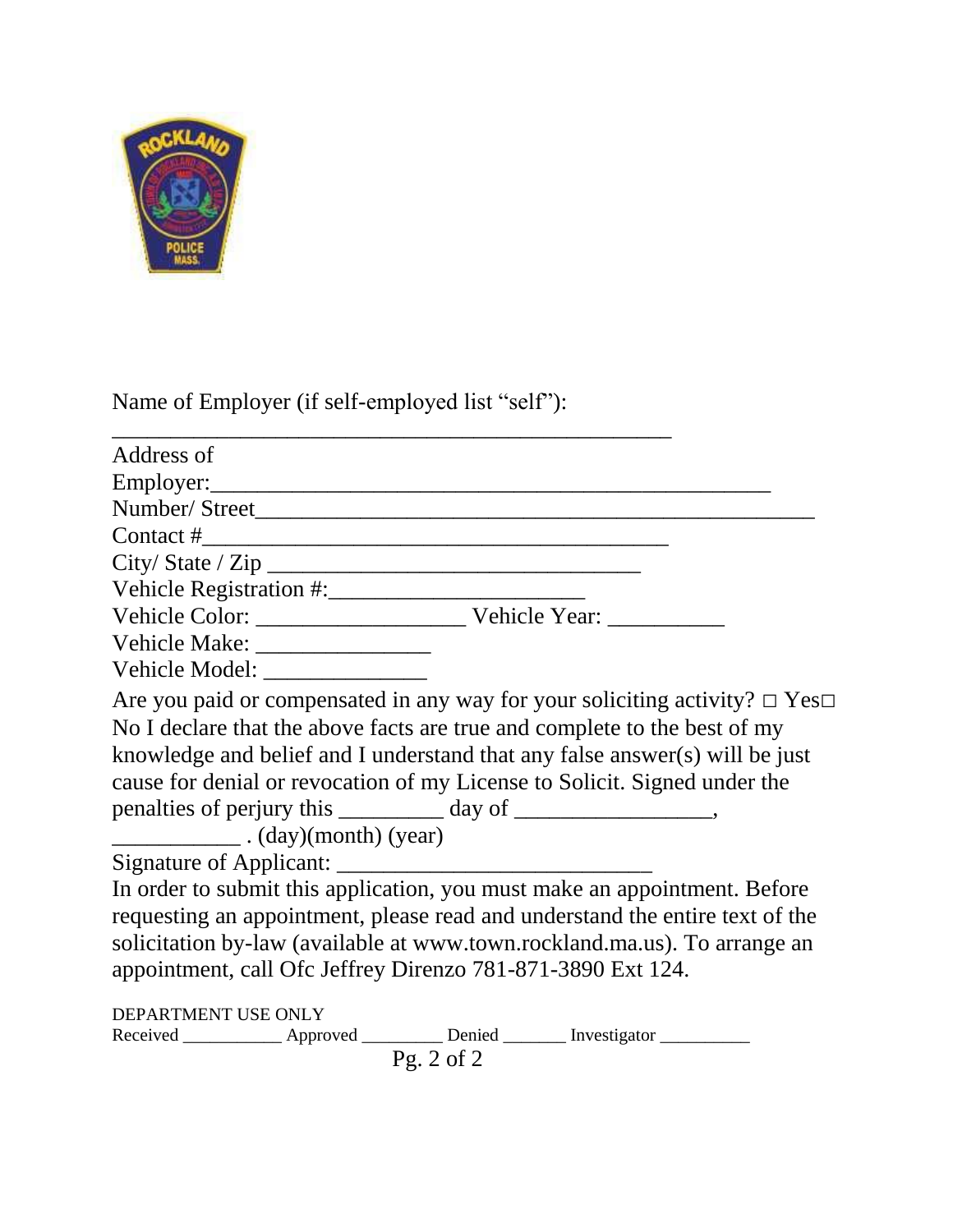Name of Employer (if self-employed list "self"): _______________________________________________

Address of Employer:_______________________________________________

Number/ Street_______________________________________________

Contact #_______________________________________

City/ State / Zip _______________________________

Vehicle Registration #:_____________________

Vehicle Color: _________________ Vehicle Year: __________

Vehicle Make: _______________

Vehicle Model: ______________

Are you paid or compensated in any way for your soliciting activity? □ Yes□ No I declare that the above facts are true and complete to the best of my knowledge and belief and I understand that any false answer(s) will be just cause for denial or revocation of my License to Solicit. Signed under the penalties of perjury this _________ day of _________________, ___________ . (day)(month) (year)

Signature of Applicant: ___________________________

In order to submit this application, you must make an appointment. Before requesting an appointment, please read and understand the entire text of the solicitation by-law (available at www.town.rockland.ma.us). To arrange an appointment, call Ofc Jeffrey Direnzo 781-871-3890 Ext 124.

DEPARTMENT USE ONLY

Received ___________ Approved _________ Denied _______ Investigator __________